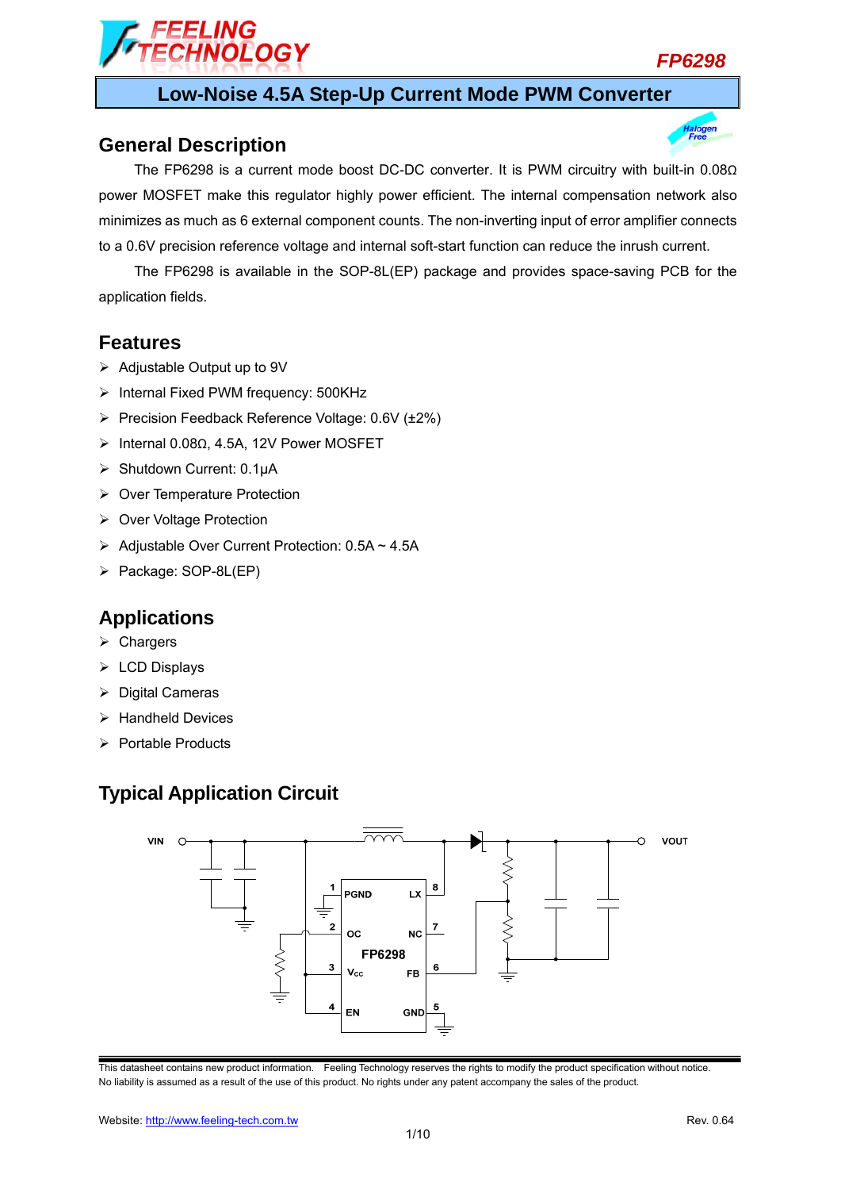# Low-Noise 4.5A Step-Up Current Mode PWM Converter

## General Description

The FP6298 is a current mode boost DC-DC converter. It is PWM circuitry with built-in 0.08Ω power MOSFET make this regulator highly power efficient. The internal compensation network also minimizes as much as 6 external component counts. The non-inverting input of error amplifier connects to a 0.6V precision reference voltage and internal soft-start function can reduce the inrush current.

The FP6298 is available in the SOP-8L(EP) package and provides space-saving PCB for the application fields.

## Features

- Adjustable Output up to 9V
- Internal Fixed PWM frequency: 500KHz
- Precision Feedback Reference Voltage: 0.6V (±2%)
- Internal 0.08Ω, 4.5A, 12V Power MOSFET
- Shutdown Current: 0.1μA
- Over Temperature Protection
- Over Voltage Protection
- Adjustable Over Current Protection: 0.5A ~ 4.5A
- Package: SOP-8L(EP)

## Applications

- Chargers
- LCD Displays
- Digital Cameras
- Handheld Devices
- Portable Products

## Typical Application Circuit

VIN, VOUT, FP6298: 1 PGND, 2 OC, 3 $V_{CC}$, 4 EN, 5 GND, 6 FB, 7 NC, 8 LX

This datasheet contains new product information. Feeling Technology reserves the rights to modify the product specification without notice. No liability is assumed as a result of the use of this product. No rights under any patent accompany the sales of the product.

Website: http://www.feeling-tech.com.tw

Rev. 0.64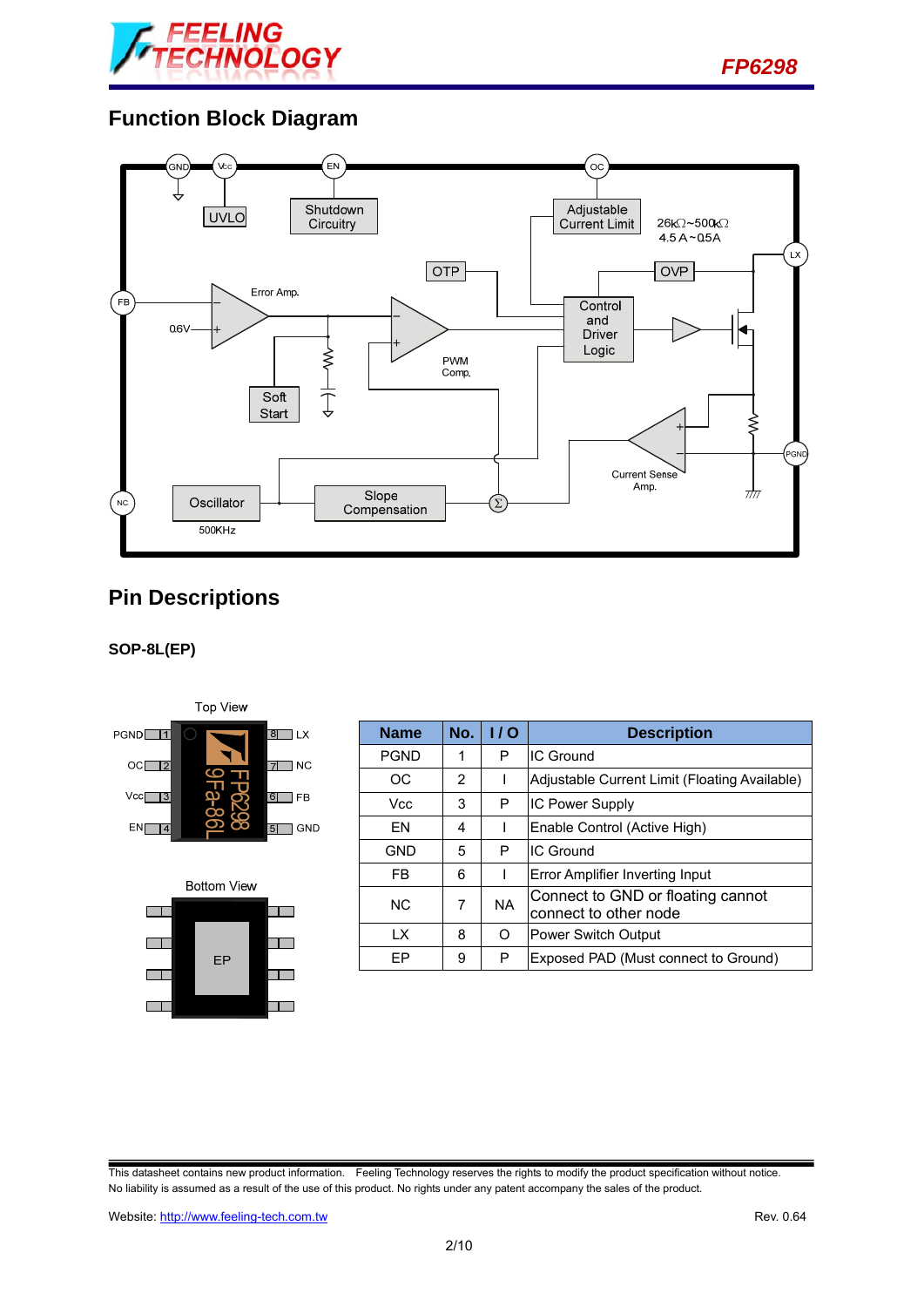## Function Block Diagram

## Pin Descriptions

### SOP-8L(EP)

| Name | No. | I / O | Description |
|---|---|---|---|
| PGND | 1 | P | IC Ground |
| OC | 2 | I | Adjustable Current Limit (Floating Available) |
| Vcc | 3 | P | IC Power Supply |
| EN | 4 | I | Enable Control (Active High) |
| GND | 5 | P | IC Ground |
| FB | 6 | I | Error Amplifier Inverting Input |
| NC | 7 | NA | Connect to GND or floating cannot connect to other node |
| LX | 8 | O | Power Switch Output |
| EP | 9 | P | Exposed PAD (Must connect to Ground) |

This datasheet contains new product information. Feeling Technology reserves the rights to modify the product specification without notice. No liability is assumed as a result of the use of this product. No rights under any patent accompany the sales of the product.

Website: http://www.feeling-tech.com.tw Rev. 0.64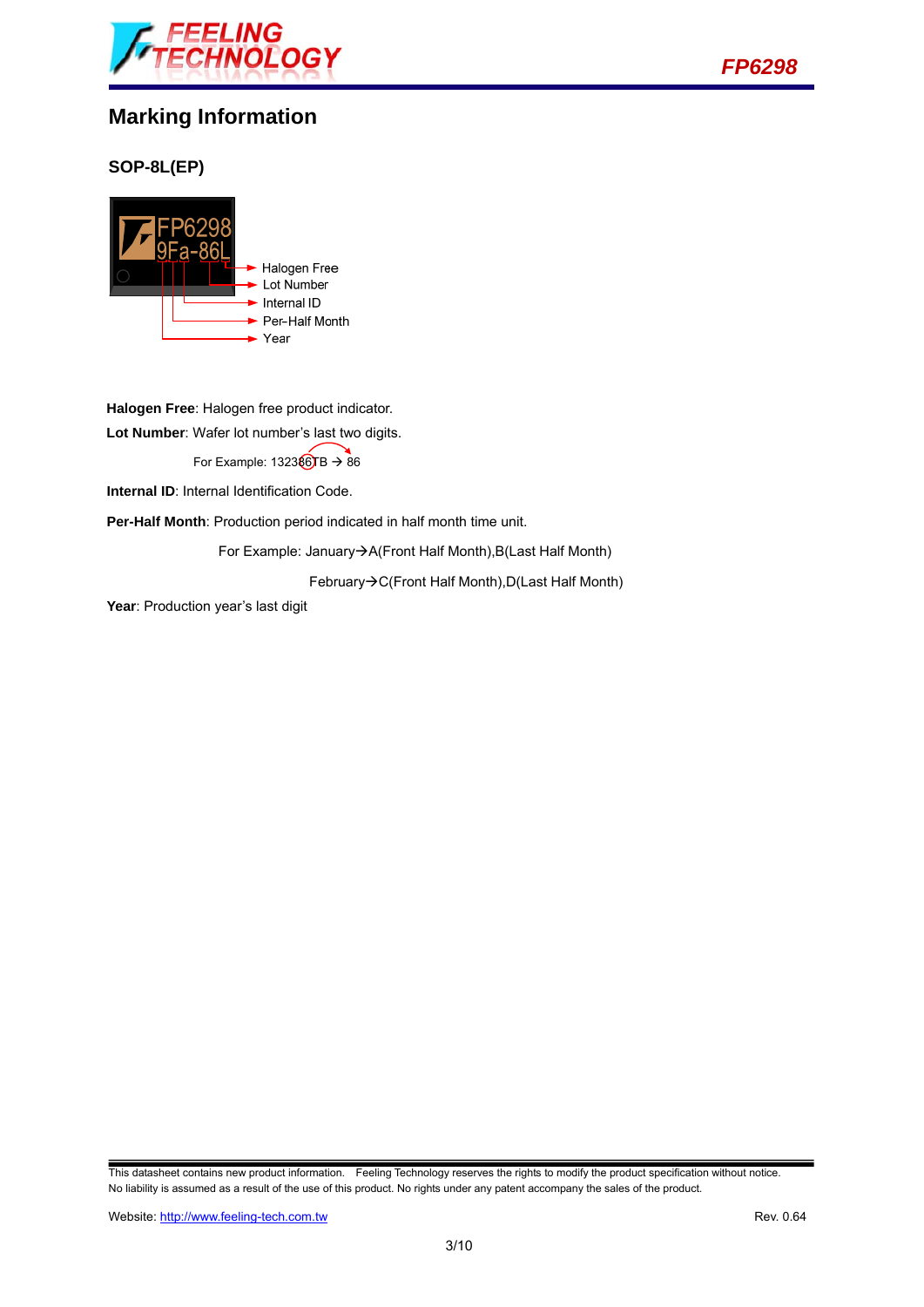## Marking Information

### SOP-8L(EP)

FP6298
9Fa-86L

- Halogen Free
- Lot Number
- Internal ID
- Per-Half Month
- Year

**Halogen Free**: Halogen free product indicator.

**Lot Number**: Wafer lot number's last two digits.

For Example: 132386TB → 86

**Internal ID**: Internal Identification Code.

**Per-Half Month**: Production period indicated in half month time unit.

For Example: January→A(Front Half Month),B(Last Half Month)

February→C(Front Half Month),D(Last Half Month)

**Year**: Production year's last digit

This datasheet contains new product information. Feeling Technology reserves the rights to modify the product specification without notice.
No liability is assumed as a result of the use of this product. No rights under any patent accompany the sales of the product.

Website: http://www.feeling-tech.com.tw

Rev. 0.64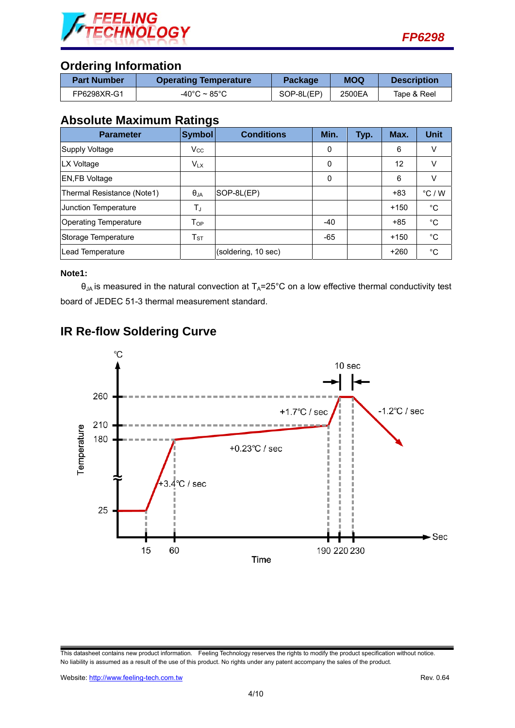## Ordering Information

| Part Number | Operating Temperature | Package | MOQ | Description |
|---|---|---|---|---|
| FP6298XR-G1 | -40°C ~ 85°C | SOP-8L(EP) | 2500EA | Tape & Reel |

## Absolute Maximum Ratings

| Parameter | Symbol | Conditions | Min. | Typ. | Max. | Unit |
|---|---|---|---|---|---|---|
| Supply Voltage | $V_{CC}$ | | 0 | | 6 | V |
| LX Voltage | $V_{LX}$ | | 0 | | 12 | V |
| EN,FB Voltage | | | 0 | | 6 | V |
| Thermal Resistance (Note1) | $\theta_{JA}$ | SOP-8L(EP) | | | +83 | °C / W |
| Junction Temperature | $T_J$ | | | | +150 | °C |
| Operating Temperature | $T_{OP}$ | | -40 | | +85 | °C |
| Storage Temperature | $T_{ST}$ | | -65 | | +150 | °C |
| Lead Temperature | | (soldering, 10 sec) | | | +260 | °C |

**Note1:**

$\theta_{JA}$ is measured in the natural convection at $T_A$=25°C on a low effective thermal conductivity test board of JEDEC 51-3 thermal measurement standard.

## IR Re-flow Soldering Curve

°C

10 sec

260

210

180

25

Temperature

+1.7℃ / sec

-1.2℃ / sec

+0.23℃ / sec

+3.4℃ / sec

15 60 190 220 230

Sec

Time

This datasheet contains new product information. Feeling Technology reserves the rights to modify the product specification without notice. No liability is assumed as a result of the use of this product. No rights under any patent accompany the sales of the product.

Website: http://www.feeling-tech.com.tw

Rev. 0.64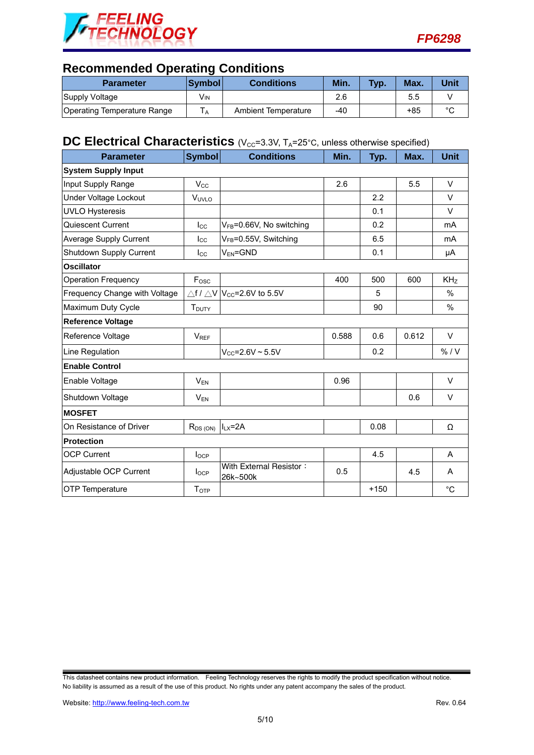## Recommended Operating Conditions

| Parameter | Symbol | Conditions | Min. | Typ. | Max. | Unit |
|---|---|---|---|---|---|---|
| Supply Voltage | $V_{IN}$ | | 2.6 | | 5.5 | V |
| Operating Temperature Range | $T_A$ | Ambient Temperature | -40 | | +85 | °C |

## DC Electrical Characteristics ($V_{CC}$=3.3V, $T_A$=25°C, unless otherwise specified)

| Parameter | Symbol | Conditions | Min. | Typ. | Max. | Unit |
|---|---|---|---|---|---|---|
| **System Supply Input** | | | | | | |
| Input Supply Range | $V_{CC}$ | | 2.6 | | 5.5 | V |
| Under Voltage Lockout | $V_{UVLO}$ | | | 2.2 | | V |
| UVLO Hysteresis | | | | 0.1 | | V |
| Quiescent Current | $I_{CC}$ | $V_{FB}$=0.66V, No switching | | 0.2 | | mA |
| Average Supply Current | $I_{CC}$ | $V_{FB}$=0.55V, Switching | | 6.5 | | mA |
| Shutdown Supply Current | $I_{CC}$ | $V_{EN}$=GND | | 0.1 | | μA |
| **Oscillator** | | | | | | |
| Operation Frequency | $F_{OSC}$ | | 400 | 500 | 600 | KHz |
| Frequency Change with Voltage | $\triangle f / \triangle V$ | $V_{CC}$=2.6V to 5.5V | | 5 | | % |
| Maximum Duty Cycle | $T_{DUTY}$ | | | 90 | | % |
| **Reference Voltage** | | | | | | |
| Reference Voltage | $V_{REF}$ | | 0.588 | 0.6 | 0.612 | V |
| Line Regulation | | $V_{CC}$=2.6V ~ 5.5V | | 0.2 | | % / V |
| **Enable Control** | | | | | | |
| Enable Voltage | $V_{EN}$ | | 0.96 | | | V |
| Shutdown Voltage | $V_{EN}$ | | | | 0.6 | V |
| **MOSFET** | | | | | | |
| On Resistance of Driver | $R_{DS\,(ON)}$ | $I_{LX}$=2A | | 0.08 | | Ω |
| **Protection** | | | | | | |
| OCP Current | $I_{OCP}$ | | | 4.5 | | A |
| Adjustable OCP Current | $I_{OCP}$ | With External Resistor：26k~500k | 0.5 | | 4.5 | A |
| OTP Temperature | $T_{OTP}$ | | | +150 | | °C |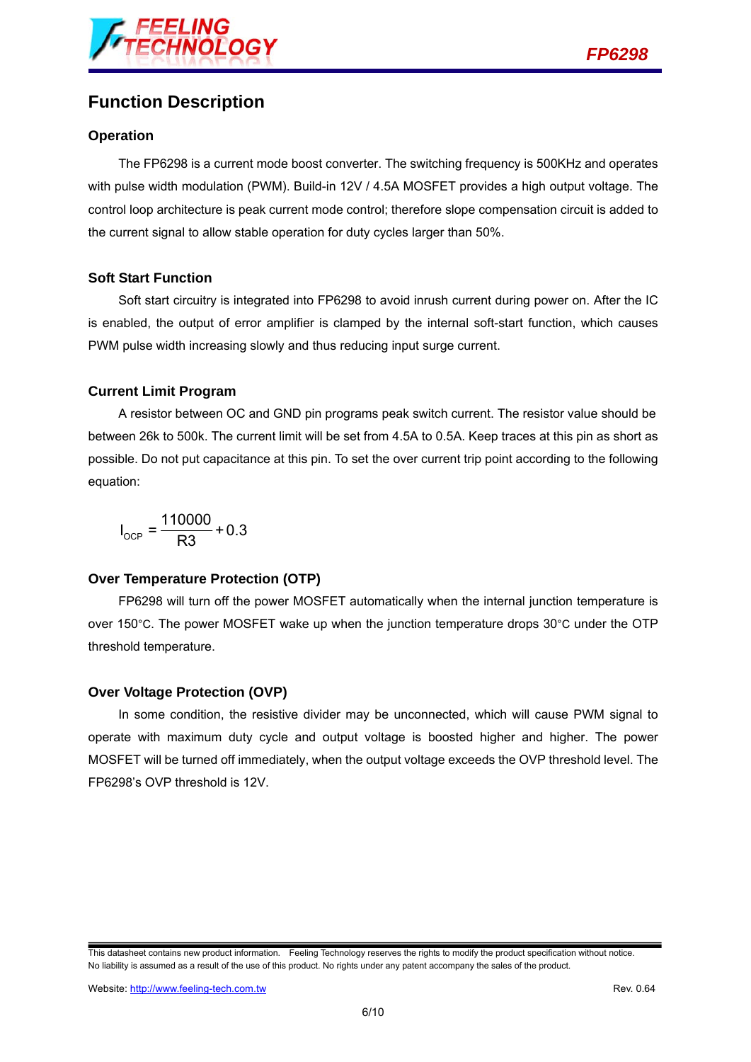## Function Description

### Operation

The FP6298 is a current mode boost converter. The switching frequency is 500KHz and operates with pulse width modulation (PWM). Build-in 12V / 4.5A MOSFET provides a high output voltage. The control loop architecture is peak current mode control; therefore slope compensation circuit is added to the current signal to allow stable operation for duty cycles larger than 50%.

### Soft Start Function

Soft start circuitry is integrated into FP6298 to avoid inrush current during power on. After the IC is enabled, the output of error amplifier is clamped by the internal soft-start function, which causes PWM pulse width increasing slowly and thus reducing input surge current.

### Current Limit Program

A resistor between OC and GND pin programs peak switch current. The resistor value should be between 26k to 500k. The current limit will be set from 4.5A to 0.5A. Keep traces at this pin as short as possible. Do not put capacitance at this pin. To set the over current trip point according to the following equation:

$$I_{OCP} = \frac{110000}{R3} + 0.3$$

### Over Temperature Protection (OTP)

FP6298 will turn off the power MOSFET automatically when the internal junction temperature is over 150°C. The power MOSFET wake up when the junction temperature drops 30°C under the OTP threshold temperature.

### Over Voltage Protection (OVP)

In some condition, the resistive divider may be unconnected, which will cause PWM signal to operate with maximum duty cycle and output voltage is boosted higher and higher. The power MOSFET will be turned off immediately, when the output voltage exceeds the OVP threshold level. The FP6298's OVP threshold is 12V.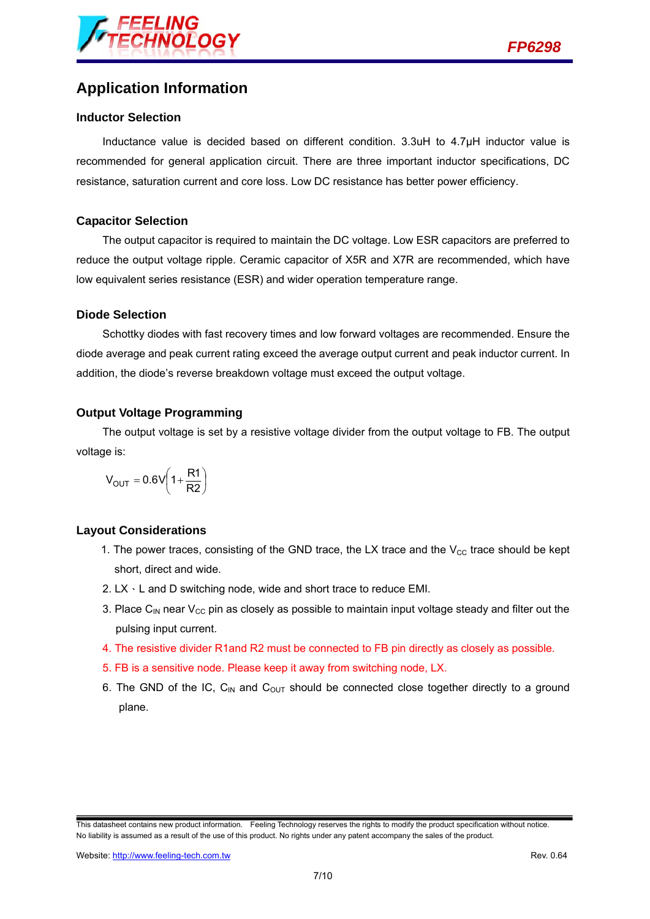# Application Information

### Inductor Selection

Inductance value is decided based on different condition. 3.3uH to 4.7μH inductor value is recommended for general application circuit. There are three important inductor specifications, DC resistance, saturation current and core loss. Low DC resistance has better power efficiency.

### Capacitor Selection

The output capacitor is required to maintain the DC voltage. Low ESR capacitors are preferred to reduce the output voltage ripple. Ceramic capacitor of X5R and X7R are recommended, which have low equivalent series resistance (ESR) and wider operation temperature range.

### Diode Selection

Schottky diodes with fast recovery times and low forward voltages are recommended. Ensure the diode average and peak current rating exceed the average output current and peak inductor current. In addition, the diode's reverse breakdown voltage must exceed the output voltage.

### Output Voltage Programming

The output voltage is set by a resistive voltage divider from the output voltage to FB. The output voltage is:

$$V_{OUT} = 0.6V\left(1 + \frac{R1}{R2}\right)$$

### Layout Considerations

1. The power traces, consisting of the GND trace, the LX trace and the $V_{CC}$ trace should be kept short, direct and wide.
2. LX、L and D switching node, wide and short trace to reduce EMI.
3. Place $C_{IN}$ near $V_{CC}$ pin as closely as possible to maintain input voltage steady and filter out the pulsing input current.
4. The resistive divider R1and R2 must be connected to FB pin directly as closely as possible.
5. FB is a sensitive node. Please keep it away from switching node, LX.
6. The GND of the IC, $C_{IN}$ and $C_{OUT}$ should be connected close together directly to a ground plane.

This datasheet contains new product information. Feeling Technology reserves the rights to modify the product specification without notice. No liability is assumed as a result of the use of this product. No rights under any patent accompany the sales of the product.

Website: http://www.feeling-tech.com.tw Rev. 0.64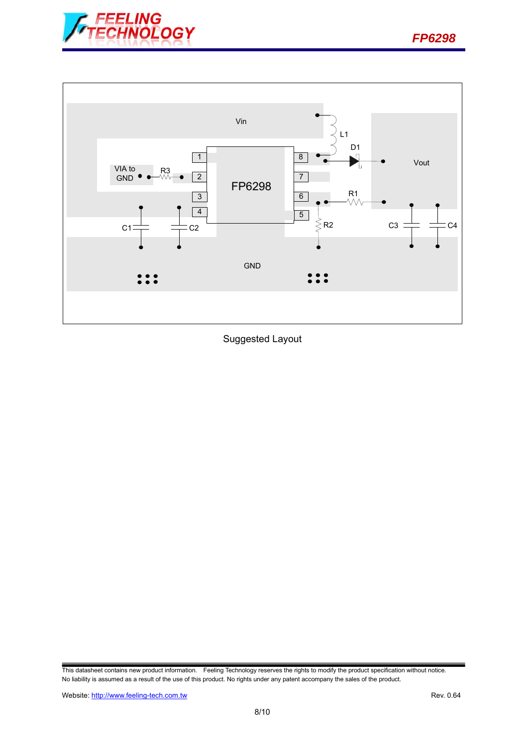Vin

L1

D1

Vout

VIA to GND

R3

1

2

3

4

8

7

6

5

FP6298

R1

R2

C1

C2

C3

C4

GND

Suggested Layout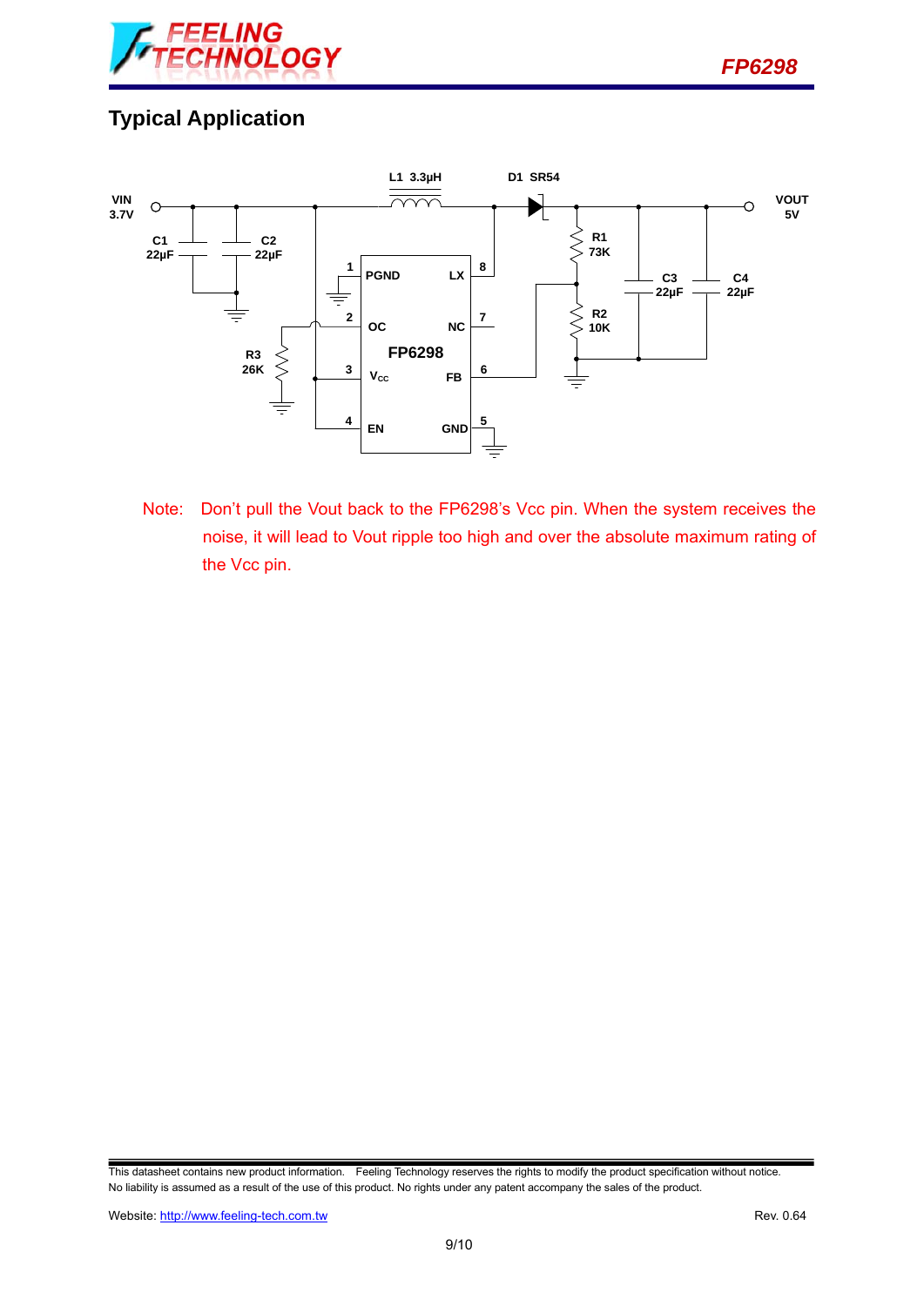## Typical Application

Note: Don't pull the Vout back to the FP6298's Vcc pin. When the system receives the noise, it will lead to Vout ripple too high and over the absolute maximum rating of the Vcc pin.

This datasheet contains new product information. Feeling Technology reserves the rights to modify the product specification without notice. No liability is assumed as a result of the use of this product. No rights under any patent accompany the sales of the product.

Website: http://www.feeling-tech.com.tw Rev. 0.64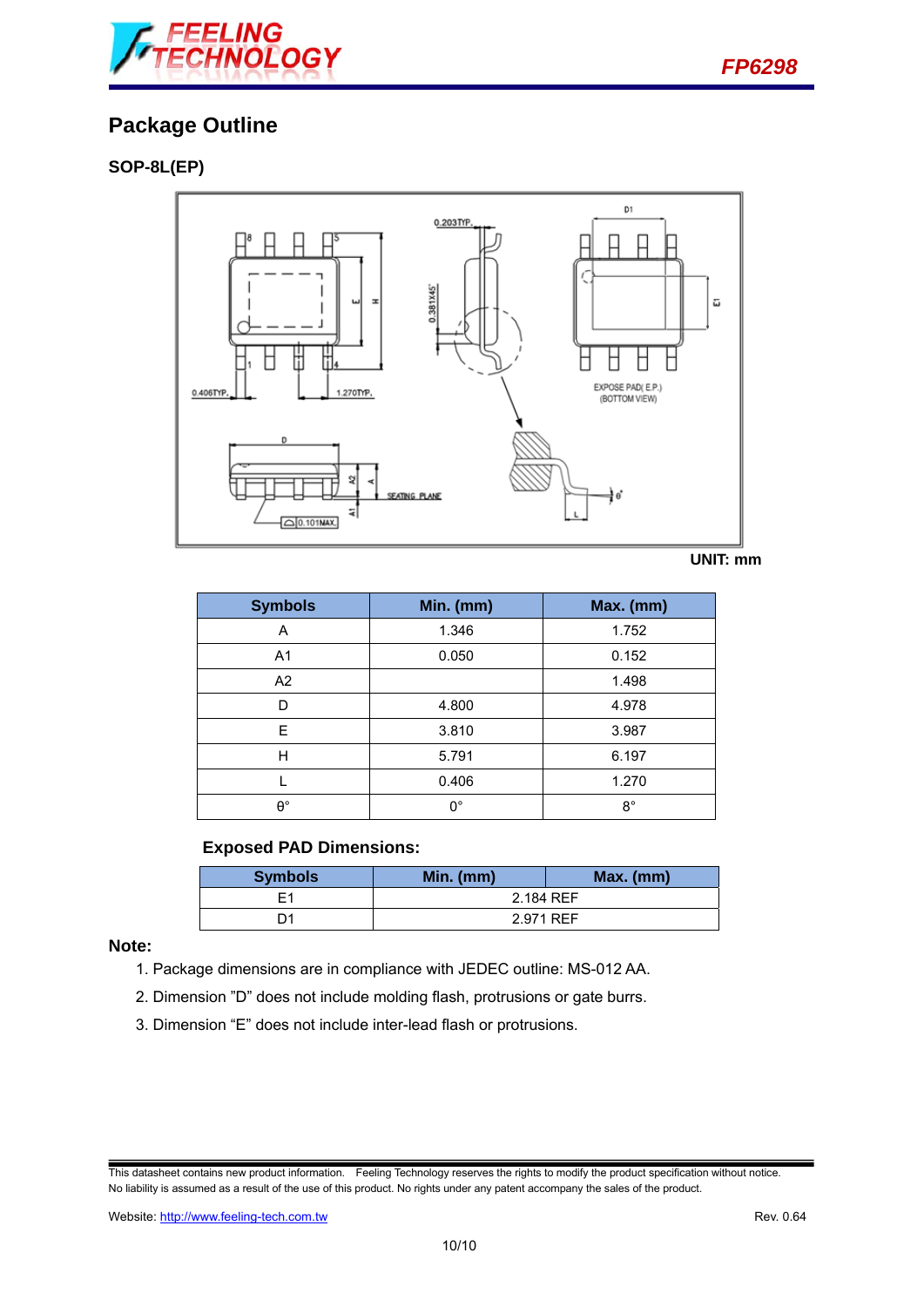## Package Outline

### SOP-8L(EP)

UNIT: mm

| Symbols | Min. (mm) | Max. (mm) |
|---|---|---|
| A | 1.346 | 1.752 |
| A1 | 0.050 | 0.152 |
| A2 | | 1.498 |
| D | 4.800 | 4.978 |
| E | 3.810 | 3.987 |
| H | 5.791 | 6.197 |
| L | 0.406 | 1.270 |
| θ° | 0° | 8° |

**Exposed PAD Dimensions:**

| Symbols | Min. (mm) | Max. (mm) |
|---|---|---|
| E1 | 2.184 REF | |
| D1 | 2.971 REF | |

**Note:**

1. Package dimensions are in compliance with JEDEC outline: MS-012 AA.
2. Dimension "D" does not include molding flash, protrusions or gate burrs.
3. Dimension "E" does not include inter-lead flash or protrusions.

This datasheet contains new product information. Feeling Technology reserves the rights to modify the product specification without notice. No liability is assumed as a result of the use of this product. No rights under any patent accompany the sales of the product.

Website: http://www.feeling-tech.com.tw

Rev. 0.64